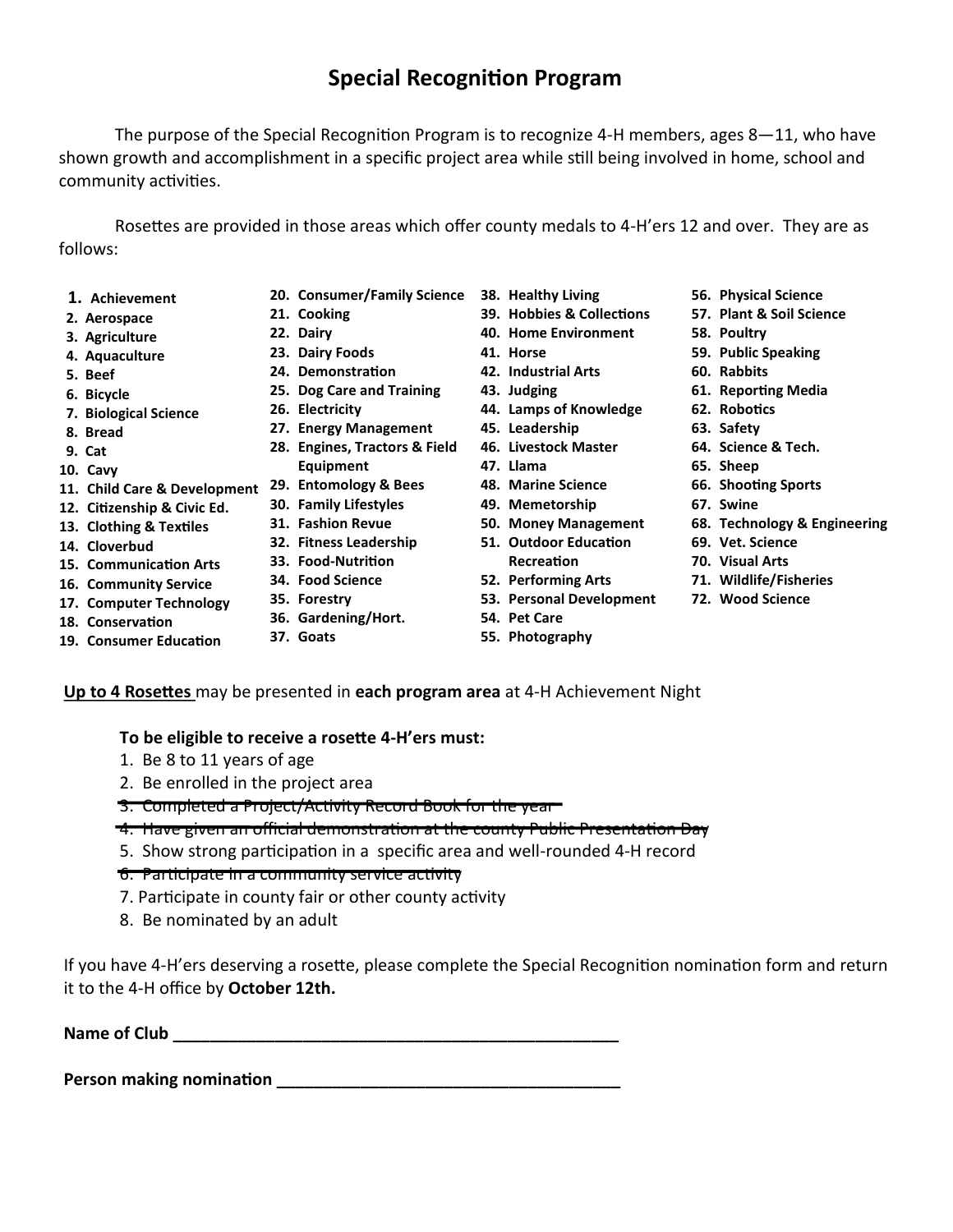# Special Recognition Program

The purpose of the Special Recognition Program is to recognize 4-H members, ages 8—11, who have shown growth and accomplishment in a specific project area while still being involved in home, school and community activities.

Rosettes are provided in those areas which offer county medals to 4-H'ers 12 and over. They are as follows:

1. **Achievement**
2. **Aerospace**
3. **Agriculture**
4. **Aquaculture**
5. **Beef**
6. **Bicycle**
7. **Biological Science**
8. **Bread**
9. **Cat**
10. **Cavy**
11. **Child Care & Development**
12. **Citizenship & Civic Ed.**
13. **Clothing & Textiles**
14. **Cloverbud**
15. **Communication Arts**
16. **Community Service**
17. **Computer Technology**
18. **Conservation**
19. **Consumer Education**
20. **Consumer/Family Science**
21. **Cooking**
22. **Dairy**
23. **Dairy Foods**
24. **Demonstration**
25. **Dog Care and Training**
26. **Electricity**
27. **Energy Management**
28. **Engines, Tractors & Field Equipment**
29. **Entomology & Bees**
30. **Family Lifestyles**
31. **Fashion Revue**
32. **Fitness Leadership**
33. **Food-Nutrition**
34. **Food Science**
35. **Forestry**
36. **Gardening/Hort.**
37. **Goats**
38. **Healthy Living**
39. **Hobbies & Collections**
40. **Home Environment**
41. **Horse**
42. **Industrial Arts**
43. **Judging**
44. **Lamps of Knowledge**
45. **Leadership**
46. **Livestock Master**
47. **Llama**
48. **Marine Science**
49. **Memetorship**
50. **Money Management**
51. **Outdoor Education Recreation**
52. **Performing Arts**
53. **Personal Development**
54. **Pet Care**
55. **Photography**
56. **Physical Science**
57. **Plant & Soil Science**
58. **Poultry**
59. **Public Speaking**
60. **Rabbits**
61. **Reporting Media**
62. **Robotics**
63. **Safety**
64. **Science & Tech.**
65. **Sheep**
66. **Shooting Sports**
67. **Swine**
68. **Technology & Engineering**
69. **Vet. Science**
70. **Visual Arts**
71. **Wildlife/Fisheries**
72. **Wood Science**

<u>**Up to 4 Rosettes**</u> may be presented in **each program area** at 4-H Achievement Night

**To be eligible to receive a rosette 4-H'ers must:**

1. Be 8 to 11 years of age
2. Be enrolled in the project area
3. ~~Completed a Project/Activity Record Book for the year~~
4. ~~Have given an official demonstration at the county Public Presentation Day~~
5. Show strong participation in a specific area and well-rounded 4-H record
6. ~~Participate in a community service activity~~
7. Participate in county fair or other county activity
8. Be nominated by an adult

If you have 4-H'ers deserving a rosette, please complete the Special Recognition nomination form and return it to the 4-H office by **October 12th.**

**Name of Club** ______________________________________________

**Person making nomination** ____________________________________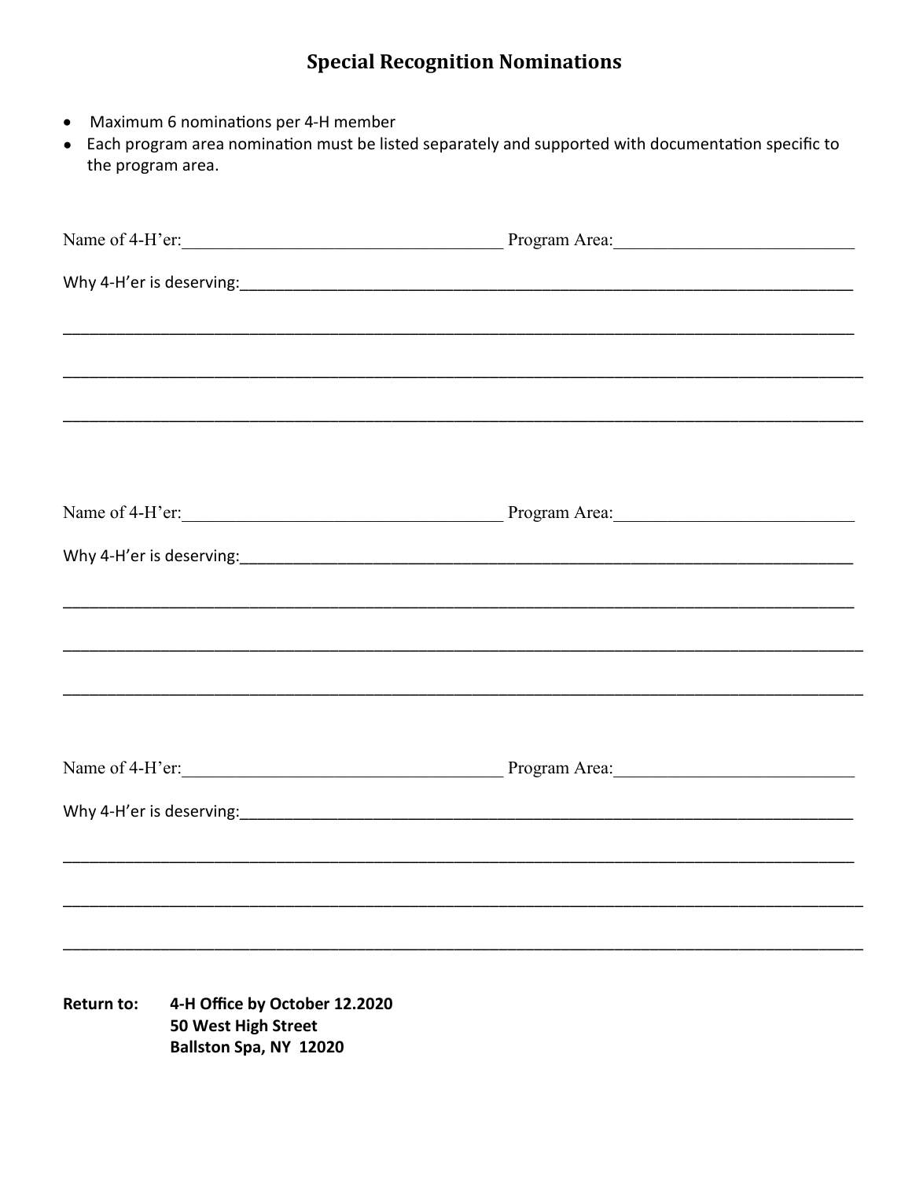# Special Recognition Nominations

- Maximum 6 nominations per 4-H member
- Each program area nomination must be listed separately and supported with documentation specific to the program area.

Name of 4-H'er:____________________________________ Program Area:___________________________

Why 4-H'er is deserving:___________________________________________________________________________

______________________________________________________________________________________________

______________________________________________________________________________________________

______________________________________________________________________________________________

Name of 4-H'er:____________________________________ Program Area:___________________________

Why 4-H'er is deserving:___________________________________________________________________________

______________________________________________________________________________________________

______________________________________________________________________________________________

______________________________________________________________________________________________

Name of 4-H'er:____________________________________ Program Area:___________________________

Why 4-H'er is deserving:___________________________________________________________________________

______________________________________________________________________________________________

______________________________________________________________________________________________

______________________________________________________________________________________________

**Return to:** **4-H Office by October 12.2020**
**50 West High Street**
**Ballston Spa, NY 12020**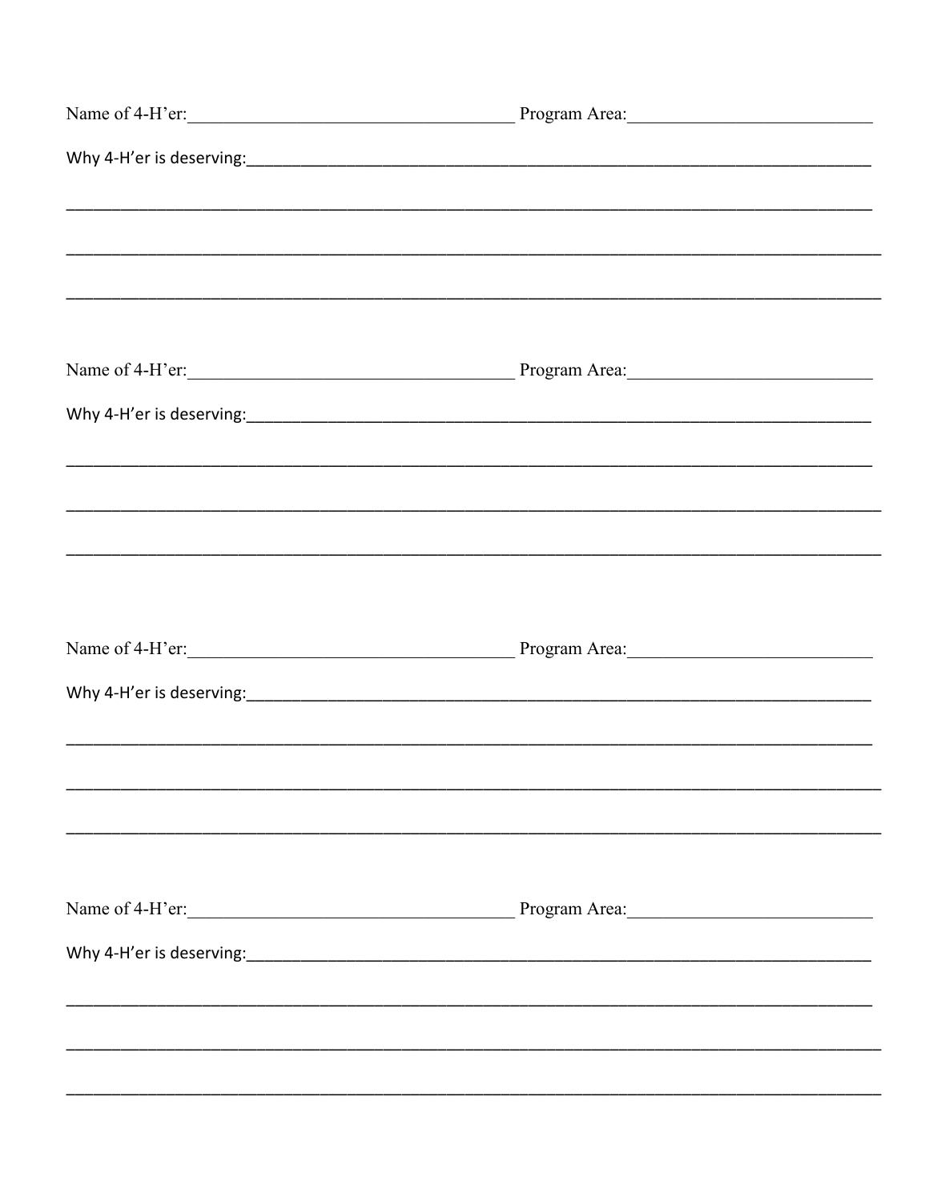Name of 4-H'er:___________________________________ Program Area:__________________________

Why 4-H'er is deserving:_________________________________________________________________

_____________________________________________________________________________________

_____________________________________________________________________________________

_____________________________________________________________________________________

Name of 4-H'er:___________________________________ Program Area:__________________________

Why 4-H'er is deserving:_________________________________________________________________

_____________________________________________________________________________________

_____________________________________________________________________________________

_____________________________________________________________________________________

Name of 4-H'er:___________________________________ Program Area:__________________________

Why 4-H'er is deserving:_________________________________________________________________

_____________________________________________________________________________________

_____________________________________________________________________________________

_____________________________________________________________________________________

Name of 4-H'er:___________________________________ Program Area:__________________________

Why 4-H'er is deserving:_________________________________________________________________

_____________________________________________________________________________________

_____________________________________________________________________________________

_____________________________________________________________________________________